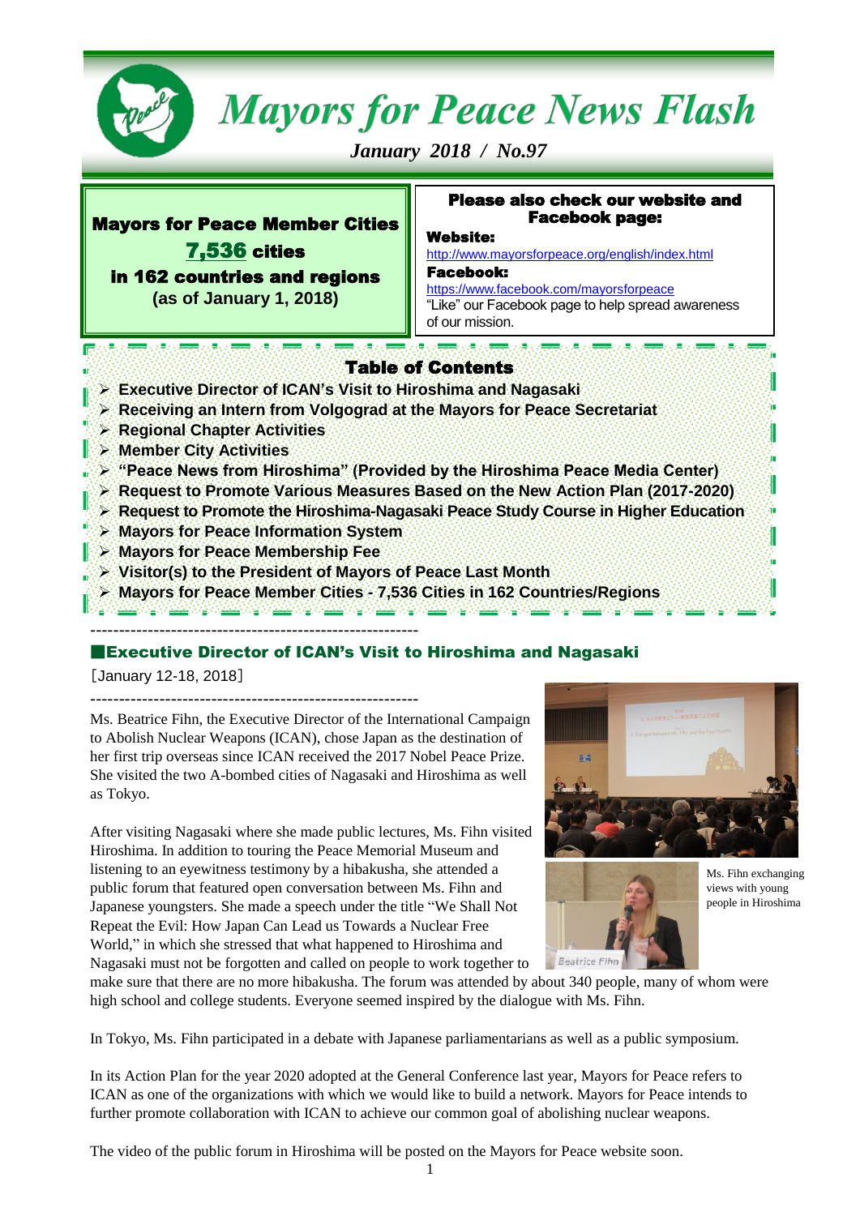# Mayors for Peace News Flash

*January 2018 / No.97*

**Mayors for Peace Member Cities**
**7,536 cities**
**in 162 countries and regions**
**(as of January 1, 2018)**

**Please also check our website and Facebook page:**

**Website:**
http://www.mayorsforpeace.org/english/index.html

**Facebook:**
https://www.facebook.com/mayorsforpeace
"Like" our Facebook page to help spread awareness of our mission.

## Table of Contents

- **Executive Director of ICAN's Visit to Hiroshima and Nagasaki**
- **Receiving an Intern from Volgograd at the Mayors for Peace Secretariat**
- **Regional Chapter Activities**
- **Member City Activities**
- **"Peace News from Hiroshima" (Provided by the Hiroshima Peace Media Center)**
- **Request to Promote Various Measures Based on the New Action Plan (2017-2020)**
- **Request to Promote the Hiroshima-Nagasaki Peace Study Course in Higher Education**
- **Mayors for Peace Information System**
- **Mayors for Peace Membership Fee**
- **Visitor(s) to the President of Mayors of Peace Last Month**
- **Mayors for Peace Member Cities - 7,536 Cities in 162 Countries/Regions**

---

## ■Executive Director of ICAN's Visit to Hiroshima and Nagasaki

［January 12-18, 2018］

---

Ms. Beatrice Fihn, the Executive Director of the International Campaign to Abolish Nuclear Weapons (ICAN), chose Japan as the destination of her first trip overseas since ICAN received the 2017 Nobel Peace Prize. She visited the two A-bombed cities of Nagasaki and Hiroshima as well as Tokyo.

After visiting Nagasaki where she made public lectures, Ms. Fihn visited Hiroshima. In addition to touring the Peace Memorial Museum and listening to an eyewitness testimony by a hibakusha, she attended a public forum that featured open conversation between Ms. Fihn and Japanese youngsters. She made a speech under the title "We Shall Not Repeat the Evil: How Japan Can Lead us Towards a Nuclear Free World," in which she stressed that what happened to Hiroshima and Nagasaki must not be forgotten and called on people to work together to make sure that there are no more hibakusha. The forum was attended by about 340 people, many of whom were high school and college students. Everyone seemed inspired by the dialogue with Ms. Fihn.

Ms. Fihn exchanging views with young people in Hiroshima

In Tokyo, Ms. Fihn participated in a debate with Japanese parliamentarians as well as a public symposium.

In its Action Plan for the year 2020 adopted at the General Conference last year, Mayors for Peace refers to ICAN as one of the organizations with which we would like to build a network. Mayors for Peace intends to further promote collaboration with ICAN to achieve our common goal of abolishing nuclear weapons.

The video of the public forum in Hiroshima will be posted on the Mayors for Peace website soon.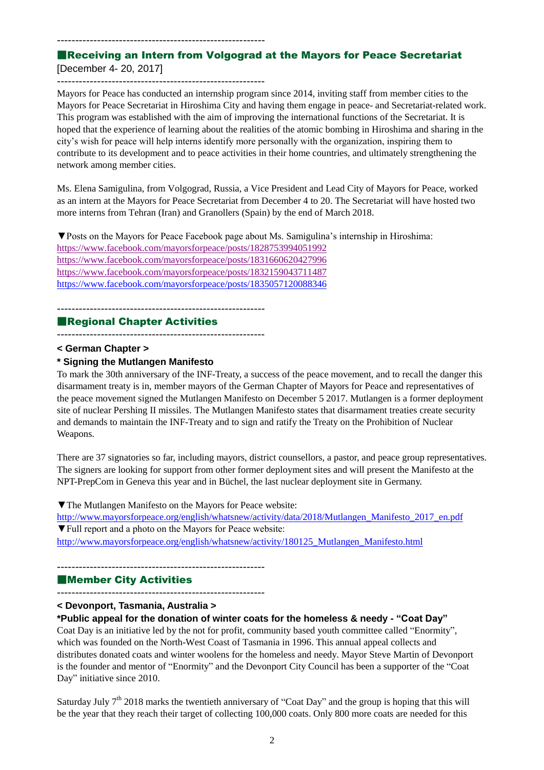---

## ■Receiving an Intern from Volgograd at the Mayors for Peace Secretariat

[December 4- 20, 2017]

---

Mayors for Peace has conducted an internship program since 2014, inviting staff from member cities to the Mayors for Peace Secretariat in Hiroshima City and having them engage in peace- and Secretariat-related work. This program was established with the aim of improving the international functions of the Secretariat. It is hoped that the experience of learning about the realities of the atomic bombing in Hiroshima and sharing in the city's wish for peace will help interns identify more personally with the organization, inspiring them to contribute to its development and to peace activities in their home countries, and ultimately strengthening the network among member cities.

Ms. Elena Samigulina, from Volgograd, Russia, a Vice President and Lead City of Mayors for Peace, worked as an intern at the Mayors for Peace Secretariat from December 4 to 20. The Secretariat will have hosted two more interns from Tehran (Iran) and Granollers (Spain) by the end of March 2018.

▼Posts on the Mayors for Peace Facebook page about Ms. Samigulina's internship in Hiroshima:
https://www.facebook.com/mayorsforpeace/posts/1828753994051992
https://www.facebook.com/mayorsforpeace/posts/1831660620427996
https://www.facebook.com/mayorsforpeace/posts/1832159043711487
https://www.facebook.com/mayorsforpeace/posts/1835057120088346

---

## ■Regional Chapter Activities

---

**< German Chapter >**

**\* Signing the Mutlangen Manifesto**

To mark the 30th anniversary of the INF-Treaty, a success of the peace movement, and to recall the danger this disarmament treaty is in, member mayors of the German Chapter of Mayors for Peace and representatives of the peace movement signed the Mutlangen Manifesto on December 5 2017. Mutlangen is a former deployment site of nuclear Pershing II missiles. The Mutlangen Manifesto states that disarmament treaties create security and demands to maintain the INF-Treaty and to sign and ratify the Treaty on the Prohibition of Nuclear Weapons.

There are 37 signatories so far, including mayors, district counsellors, a pastor, and peace group representatives. The signers are looking for support from other former deployment sites and will present the Manifesto at the NPT-PrepCom in Geneva this year and in Büchel, the last nuclear deployment site in Germany.

▼The Mutlangen Manifesto on the Mayors for Peace website:
http://www.mayorsforpeace.org/english/whatsnew/activity/data/2018/Mutlangen_Manifesto_2017_en.pdf
▼Full report and a photo on the Mayors for Peace website:
http://www.mayorsforpeace.org/english/whatsnew/activity/180125_Mutlangen_Manifesto.html

---

## ■Member City Activities

---

**< Devonport, Tasmania, Australia >**

**\*Public appeal for the donation of winter coats for the homeless & needy - "Coat Day"**

Coat Day is an initiative led by the not for profit, community based youth committee called "Enormity", which was founded on the North-West Coast of Tasmania in 1996. This annual appeal collects and distributes donated coats and winter woolens for the homeless and needy. Mayor Steve Martin of Devonport is the founder and mentor of "Enormity" and the Devonport City Council has been a supporter of the "Coat Day" initiative since 2010.

Saturday July 7th 2018 marks the twentieth anniversary of "Coat Day" and the group is hoping that this will be the year that they reach their target of collecting 100,000 coats. Only 800 more coats are needed for this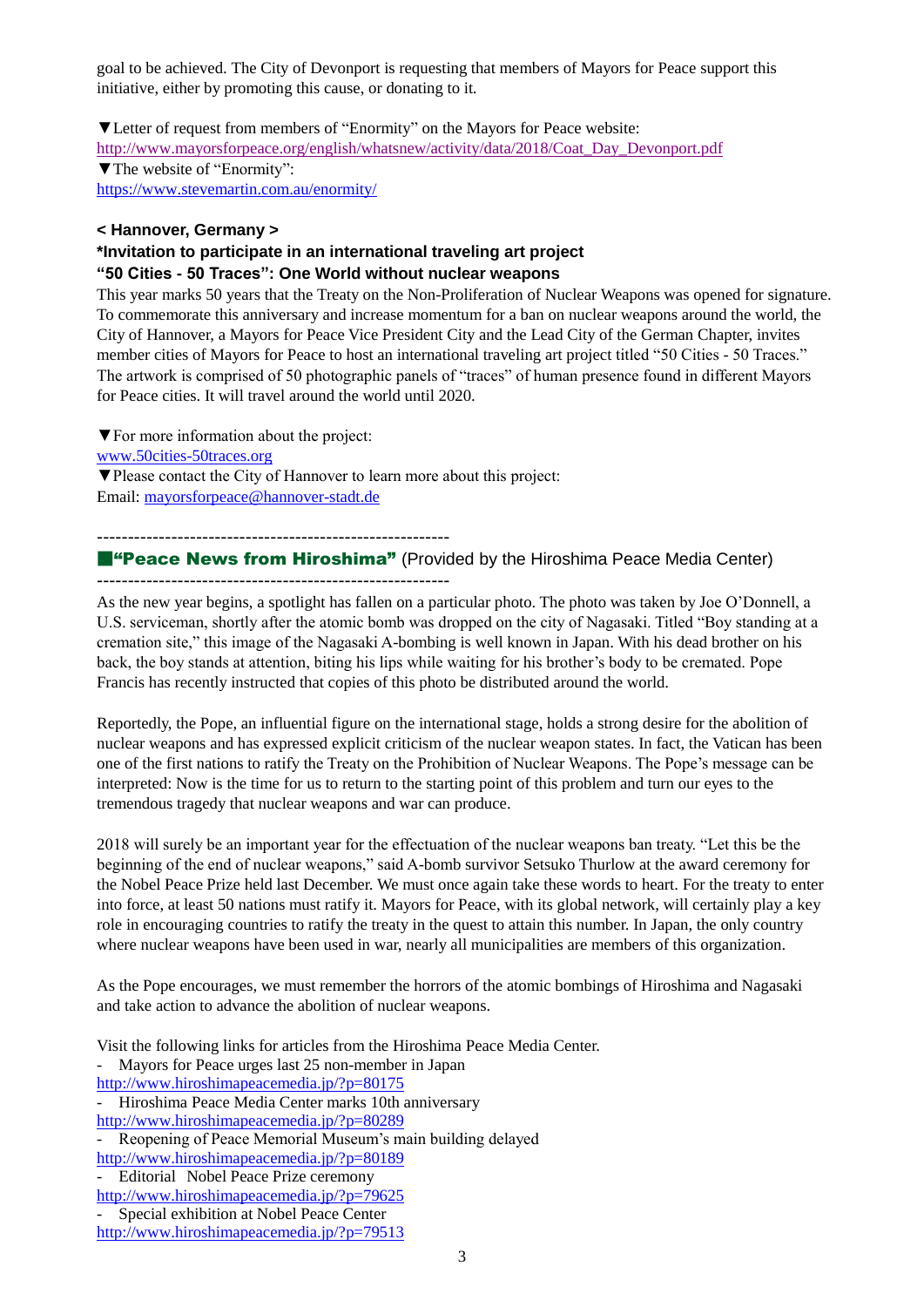goal to be achieved. The City of Devonport is requesting that members of Mayors for Peace support this initiative, either by promoting this cause, or donating to it.

▼Letter of request from members of "Enormity" on the Mayors for Peace website:
http://www.mayorsforpeace.org/english/whatsnew/activity/data/2018/Coat_Day_Devonport.pdf
▼The website of "Enormity":
https://www.stevemartin.com.au/enormity/

**< Hannover, Germany >**

**\*Invitation to participate in an international traveling art project "50 Cities - 50 Traces": One World without nuclear weapons**

This year marks 50 years that the Treaty on the Non-Proliferation of Nuclear Weapons was opened for signature. To commemorate this anniversary and increase momentum for a ban on nuclear weapons around the world, the City of Hannover, a Mayors for Peace Vice President City and the Lead City of the German Chapter, invites member cities of Mayors for Peace to host an international traveling art project titled "50 Cities - 50 Traces." The artwork is comprised of 50 photographic panels of "traces" of human presence found in different Mayors for Peace cities. It will travel around the world until 2020.

▼For more information about the project:
www.50cities-50traces.org
▼Please contact the City of Hannover to learn more about this project:
Email: mayorsforpeace@hannover-stadt.de

---

## ■"Peace News from Hiroshima" (Provided by the Hiroshima Peace Media Center)

---

As the new year begins, a spotlight has fallen on a particular photo. The photo was taken by Joe O'Donnell, a U.S. serviceman, shortly after the atomic bomb was dropped on the city of Nagasaki. Titled "Boy standing at a cremation site," this image of the Nagasaki A-bombing is well known in Japan. With his dead brother on his back, the boy stands at attention, biting his lips while waiting for his brother's body to be cremated. Pope Francis has recently instructed that copies of this photo be distributed around the world.

Reportedly, the Pope, an influential figure on the international stage, holds a strong desire for the abolition of nuclear weapons and has expressed explicit criticism of the nuclear weapon states. In fact, the Vatican has been one of the first nations to ratify the Treaty on the Prohibition of Nuclear Weapons. The Pope's message can be interpreted: Now is the time for us to return to the starting point of this problem and turn our eyes to the tremendous tragedy that nuclear weapons and war can produce.

2018 will surely be an important year for the effectuation of the nuclear weapons ban treaty. "Let this be the beginning of the end of nuclear weapons," said A-bomb survivor Setsuko Thurlow at the award ceremony for the Nobel Peace Prize held last December. We must once again take these words to heart. For the treaty to enter into force, at least 50 nations must ratify it. Mayors for Peace, with its global network, will certainly play a key role in encouraging countries to ratify the treaty in the quest to attain this number. In Japan, the only country where nuclear weapons have been used in war, nearly all municipalities are members of this organization.

As the Pope encourages, we must remember the horrors of the atomic bombings of Hiroshima and Nagasaki and take action to advance the abolition of nuclear weapons.

Visit the following links for articles from the Hiroshima Peace Media Center.

- Mayors for Peace urges last 25 non-member in Japan
http://www.hiroshimapeacemedia.jp/?p=80175
- Hiroshima Peace Media Center marks 10th anniversary
http://www.hiroshimapeacemedia.jp/?p=80289
- Reopening of Peace Memorial Museum's main building delayed
http://www.hiroshimapeacemedia.jp/?p=80189
- Editorial Nobel Peace Prize ceremony
http://www.hiroshimapeacemedia.jp/?p=79625
- Special exhibition at Nobel Peace Center
http://www.hiroshimapeacemedia.jp/?p=79513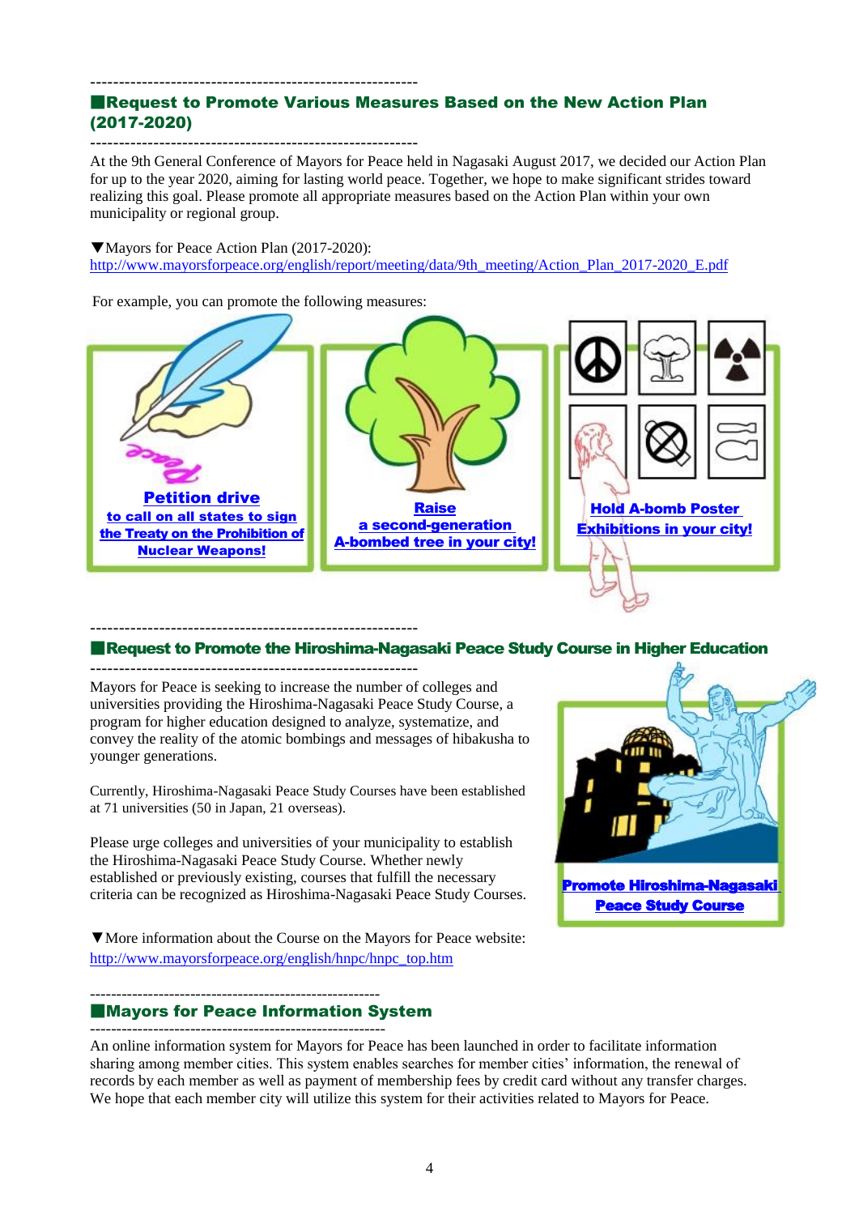## ■Request to Promote Various Measures Based on the New Action Plan (2017-2020)

At the 9th General Conference of Mayors for Peace held in Nagasaki August 2017, we decided our Action Plan for up to the year 2020, aiming for lasting world peace. Together, we hope to make significant strides toward realizing this goal. Please promote all appropriate measures based on the Action Plan within your own municipality or regional group.

▼Mayors for Peace Action Plan (2017-2020):
http://www.mayorsforpeace.org/english/report/meeting/data/9th_meeting/Action_Plan_2017-2020_E.pdf

For example, you can promote the following measures:

**Petition drive to call on all states to sign the Treaty on the Prohibition of Nuclear Weapons!**

**Raise a second-generation A-bombed tree in your city!**

**Hold A-bomb Poster Exhibitions in your city!**

## ■Request to Promote the Hiroshima-Nagasaki Peace Study Course in Higher Education

Mayors for Peace is seeking to increase the number of colleges and universities providing the Hiroshima-Nagasaki Peace Study Course, a program for higher education designed to analyze, systematize, and convey the reality of the atomic bombings and messages of hibakusha to younger generations.

Currently, Hiroshima-Nagasaki Peace Study Courses have been established at 71 universities (50 in Japan, 21 overseas).

Please urge colleges and universities of your municipality to establish the Hiroshima-Nagasaki Peace Study Course. Whether newly established or previously existing, courses that fulfill the necessary criteria can be recognized as Hiroshima-Nagasaki Peace Study Courses.

**Promote Hiroshima-Nagasaki Peace Study Course**

▼More information about the Course on the Mayors for Peace website:
http://www.mayorsforpeace.org/english/hnpc/hnpc_top.htm

## ■Mayors for Peace Information System

An online information system for Mayors for Peace has been launched in order to facilitate information sharing among member cities. This system enables searches for member cities' information, the renewal of records by each member as well as payment of membership fees by credit card without any transfer charges. We hope that each member city will utilize this system for their activities related to Mayors for Peace.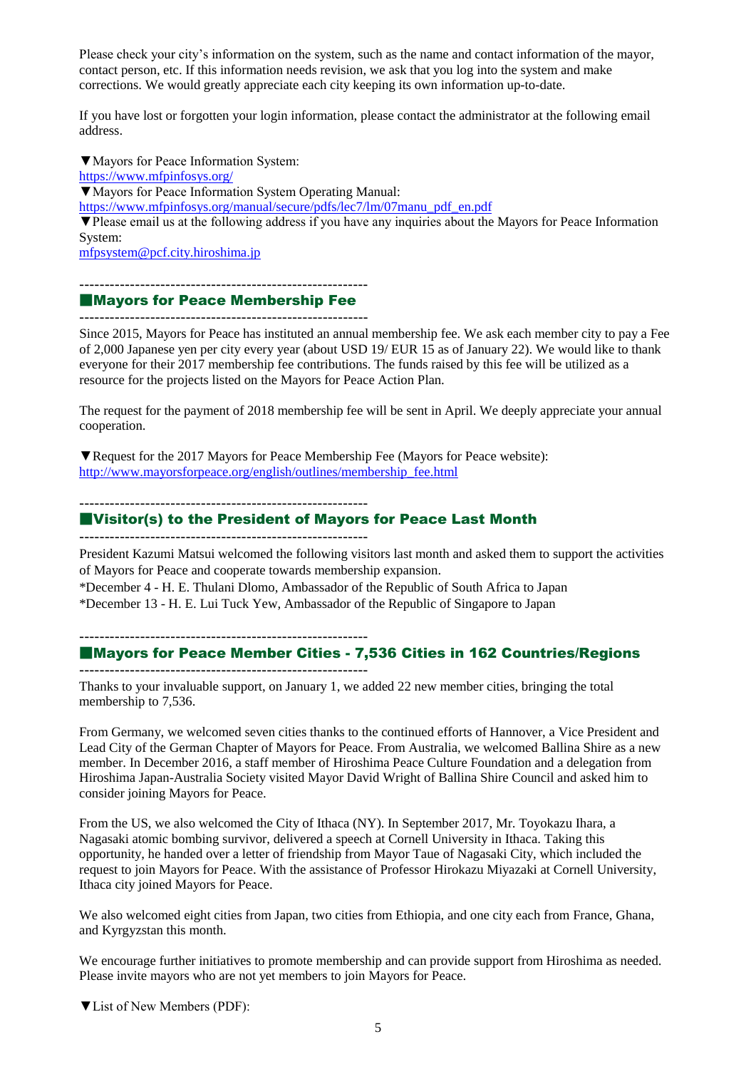Please check your city's information on the system, such as the name and contact information of the mayor, contact person, etc. If this information needs revision, we ask that you log into the system and make corrections. We would greatly appreciate each city keeping its own information up-to-date.

If you have lost or forgotten your login information, please contact the administrator at the following email address.

▼Mayors for Peace Information System:
https://www.mfpinfosys.org/
▼Mayors for Peace Information System Operating Manual:
https://www.mfpinfosys.org/manual/secure/pdfs/lec7/lm/07manu_pdf_en.pdf
▼Please email us at the following address if you have any inquiries about the Mayors for Peace Information System:
mfpsystem@pcf.city.hiroshima.jp

---------------------------------------------------------

## ■Mayors for Peace Membership Fee

---------------------------------------------------------

Since 2015, Mayors for Peace has instituted an annual membership fee. We ask each member city to pay a Fee of 2,000 Japanese yen per city every year (about USD 19/ EUR 15 as of January 22). We would like to thank everyone for their 2017 membership fee contributions. The funds raised by this fee will be utilized as a resource for the projects listed on the Mayors for Peace Action Plan.

The request for the payment of 2018 membership fee will be sent in April. We deeply appreciate your annual cooperation.

▼Request for the 2017 Mayors for Peace Membership Fee (Mayors for Peace website):
http://www.mayorsforpeace.org/english/outlines/membership_fee.html

---------------------------------------------------------

## ■Visitor(s) to the President of Mayors for Peace Last Month

---------------------------------------------------------

President Kazumi Matsui welcomed the following visitors last month and asked them to support the activities of Mayors for Peace and cooperate towards membership expansion.
*December 4 - H. E. Thulani Dlomo, Ambassador of the Republic of South Africa to Japan
*December 13 - H. E. Lui Tuck Yew, Ambassador of the Republic of Singapore to Japan

---------------------------------------------------------

## ■Mayors for Peace Member Cities - 7,536 Cities in 162 Countries/Regions

---------------------------------------------------------

Thanks to your invaluable support, on January 1, we added 22 new member cities, bringing the total membership to 7,536.

From Germany, we welcomed seven cities thanks to the continued efforts of Hannover, a Vice President and Lead City of the German Chapter of Mayors for Peace. From Australia, we welcomed Ballina Shire as a new member. In December 2016, a staff member of Hiroshima Peace Culture Foundation and a delegation from Hiroshima Japan-Australia Society visited Mayor David Wright of Ballina Shire Council and asked him to consider joining Mayors for Peace.

From the US, we also welcomed the City of Ithaca (NY). In September 2017, Mr. Toyokazu Ihara, a Nagasaki atomic bombing survivor, delivered a speech at Cornell University in Ithaca. Taking this opportunity, he handed over a letter of friendship from Mayor Taue of Nagasaki City, which included the request to join Mayors for Peace. With the assistance of Professor Hirokazu Miyazaki at Cornell University, Ithaca city joined Mayors for Peace.

We also welcomed eight cities from Japan, two cities from Ethiopia, and one city each from France, Ghana, and Kyrgyzstan this month.

We encourage further initiatives to promote membership and can provide support from Hiroshima as needed. Please invite mayors who are not yet members to join Mayors for Peace.

▼List of New Members (PDF):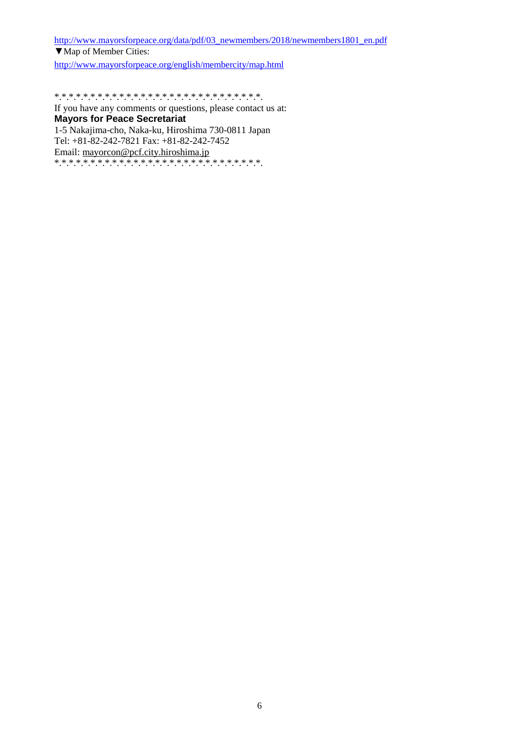http://www.mayorsforpeace.org/data/pdf/03_newmembers/2018/newmembers1801_en.pdf

▼Map of Member Cities:

http://www.mayorsforpeace.org/english/membercity/map.html

*.*.*.*.*.*.*.*.*.*.*.*.*.*.*.*.*.*.*.*.*.*.*.*.*.*.*.*.*.*.

If you have any comments or questions, please contact us at:

**Mayors for Peace Secretariat**

1-5 Nakajima-cho, Naka-ku, Hiroshima 730-0811 Japan

Tel: +81-82-242-7821 Fax: +81-82-242-7452

Email: mayorcon@pcf.city.hiroshima.jp

*.*.*.*.*.*.*.*.*.*.*.*.*.*.*.*.*.*.*.*.*.*.*.*.*.*.*.*.*.*.